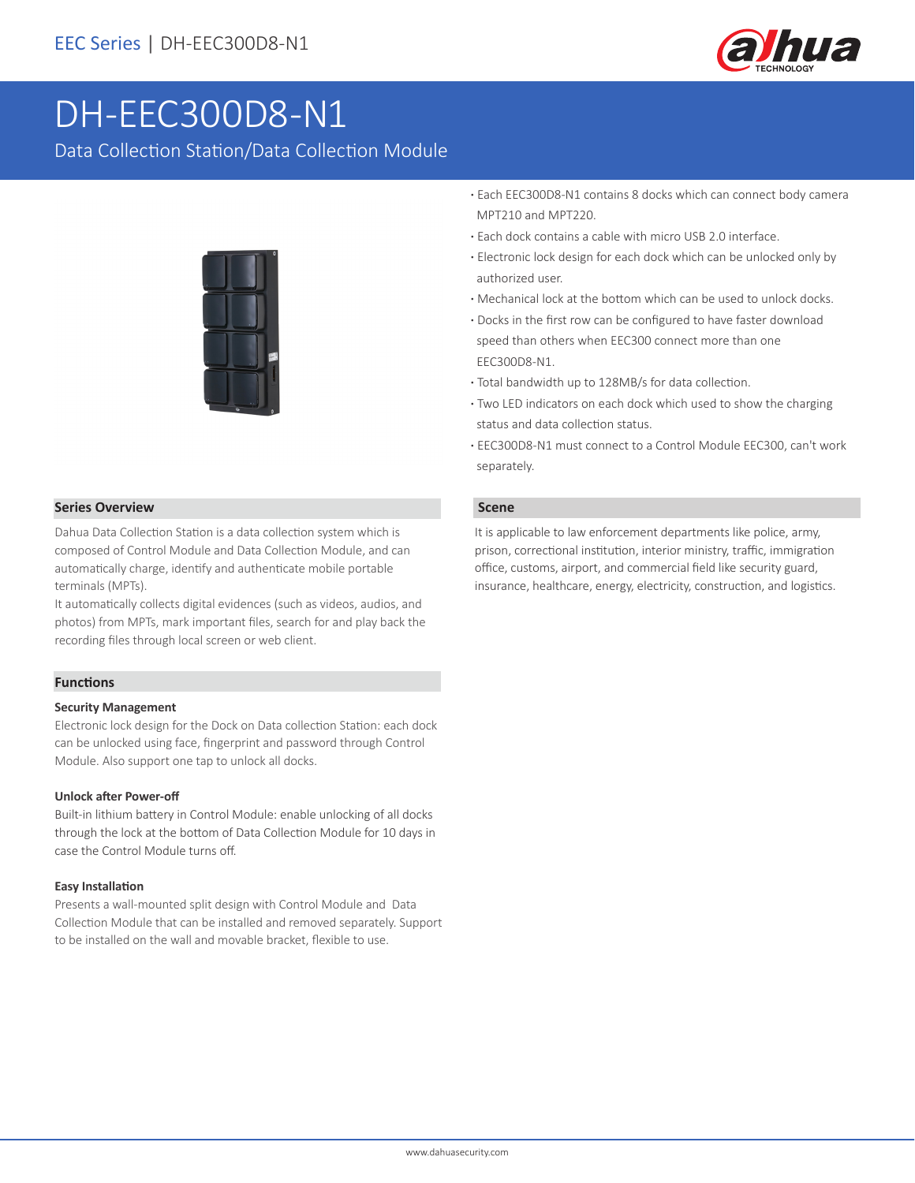# DH-EEC300D8-N1

Data Collection Station/Data Collection Module

- Each EEC300D8-N1 contains 8 docks which can connect body camera MPT210 and MPT220.
- Each dock contains a cable with micro USB 2.0 interface.
- Electronic lock design for each dock which can be unlocked only by authorized user.
- Mechanical lock at the bottom which can be used to unlock docks.
- Docks in the first row can be configured to have faster download speed than others when EEC300 connect more than one EEC300D8-N1.
- Total bandwidth up to 128MB/s for data collection.
- Two LED indicators on each dock which used to show the charging status and data collection status.
- EEC300D8-N1 must connect to a Control Module EEC300, can't work separately.

## Series Overview

Dahua Data Collection Station is a data collection system which is composed of Control Module and Data Collection Module, and can automatically charge, identify and authenticate mobile portable terminals (MPTs).

It automatically collects digital evidences (such as videos, audios, and photos) from MPTs, mark important files, search for and play back the recording files through local screen or web client.

## Functions

### Security Management

Electronic lock design for the Dock on Data collection Station: each dock can be unlocked using face, fingerprint and password through Control Module. Also support one tap to unlock all docks.

### Unlock after Power-off

Built-in lithium battery in Control Module: enable unlocking of all docks through the lock at the bottom of Data Collection Module for 10 days in case the Control Module turns off.

### Easy Installation

Presents a wall-mounted split design with Control Module and Data Collection Module that can be installed and removed separately. Support to be installed on the wall and movable bracket, flexible to use.

## Scene

It is applicable to law enforcement departments like police, army, prison, correctional institution, interior ministry, traffic, immigration office, customs, airport, and commercial field like security guard, insurance, healthcare, energy, electricity, construction, and logistics.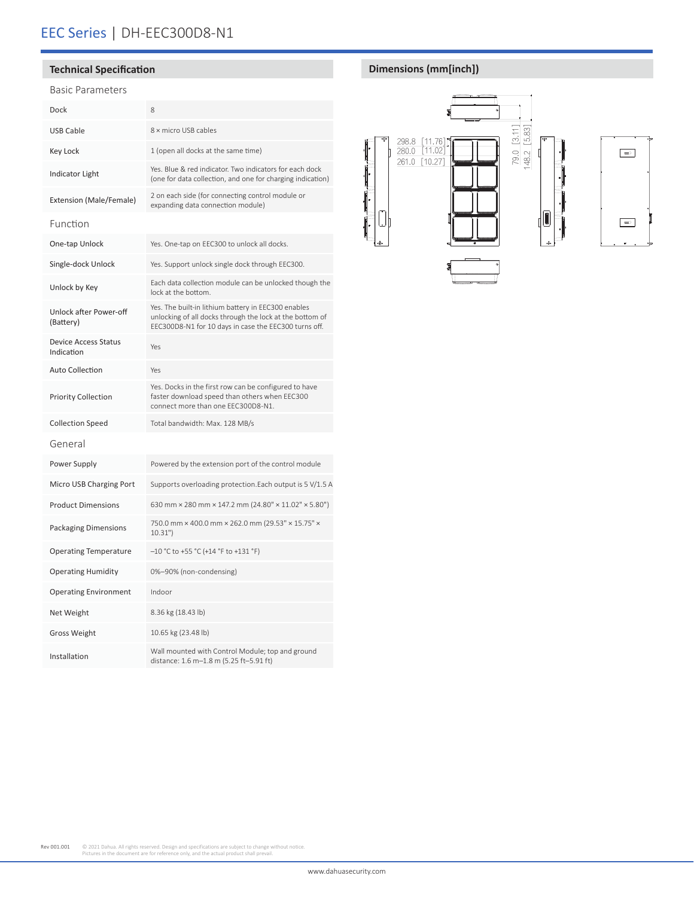# EEC Series | DH-EEC300D8-N1

## Technical Specification

### Basic Parameters

| | |
|---|---|
| Dock | 8 |
| USB Cable | 8 × micro USB cables |
| Key Lock | 1 (open all docks at the same time) |
| Indicator Light | Yes. Blue & red indicator. Two indicators for each dock (one for data collection, and one for charging indication) |
| Extension (Male/Female) | 2 on each side (for connecting control module or expanding data connection module) |

### Function

| | |
|---|---|
| One-tap Unlock | Yes. One-tap on EEC300 to unlock all docks. |
| Single-dock Unlock | Yes. Support unlock single dock through EEC300. |
| Unlock by Key | Each data collection module can be unlocked though the lock at the bottom. |
| Unlock after Power-off (Battery) | Yes. The built-in lithium battery in EEC300 enables unlocking of all docks through the lock at the bottom of EEC300D8-N1 for 10 days in case the EEC300 turns off. |
| Device Access Status Indication | Yes |
| Auto Collection | Yes |
| Priority Collection | Yes. Docks in the first row can be configured to have faster download speed than others when EEC300 connect more than one EEC300D8-N1. |
| Collection Speed | Total bandwidth: Max. 128 MB/s |

### General

| | |
|---|---|
| Power Supply | Powered by the extension port of the control module |
| Micro USB Charging Port | Supports overloading protection.Each output is 5 V/1.5 A |
| Product Dimensions | 630 mm × 280 mm × 147.2 mm (24.80" × 11.02" × 5.80") |
| Packaging Dimensions | 750.0 mm × 400.0 mm × 262.0 mm (29.53" × 15.75" × 10.31") |
| Operating Temperature | –10 °C to +55 °C (+14 °F to +131 °F) |
| Operating Humidity | 0%–90% (non-condensing) |
| Operating Environment | Indoor |
| Net Weight | 8.36 kg (18.43 lb) |
| Gross Weight | 10.65 kg (23.48 lb) |
| Installation | Wall mounted with Control Module; top and ground distance: 1.6 m–1.8 m (5.25 ft–5.91 ft) |

## Dimensions (mm[inch])

298.8 [11.76]
280.0 [11.02]
261.0 [10.27]
79.0 [3.11]
148.2 [5.83]

Rev 001.001 © 2021 Dahua. All rights reserved. Design and specifications are subject to change without notice. Pictures in the document are for reference only, and the actual product shall prevail.

www.dahuasecurity.com